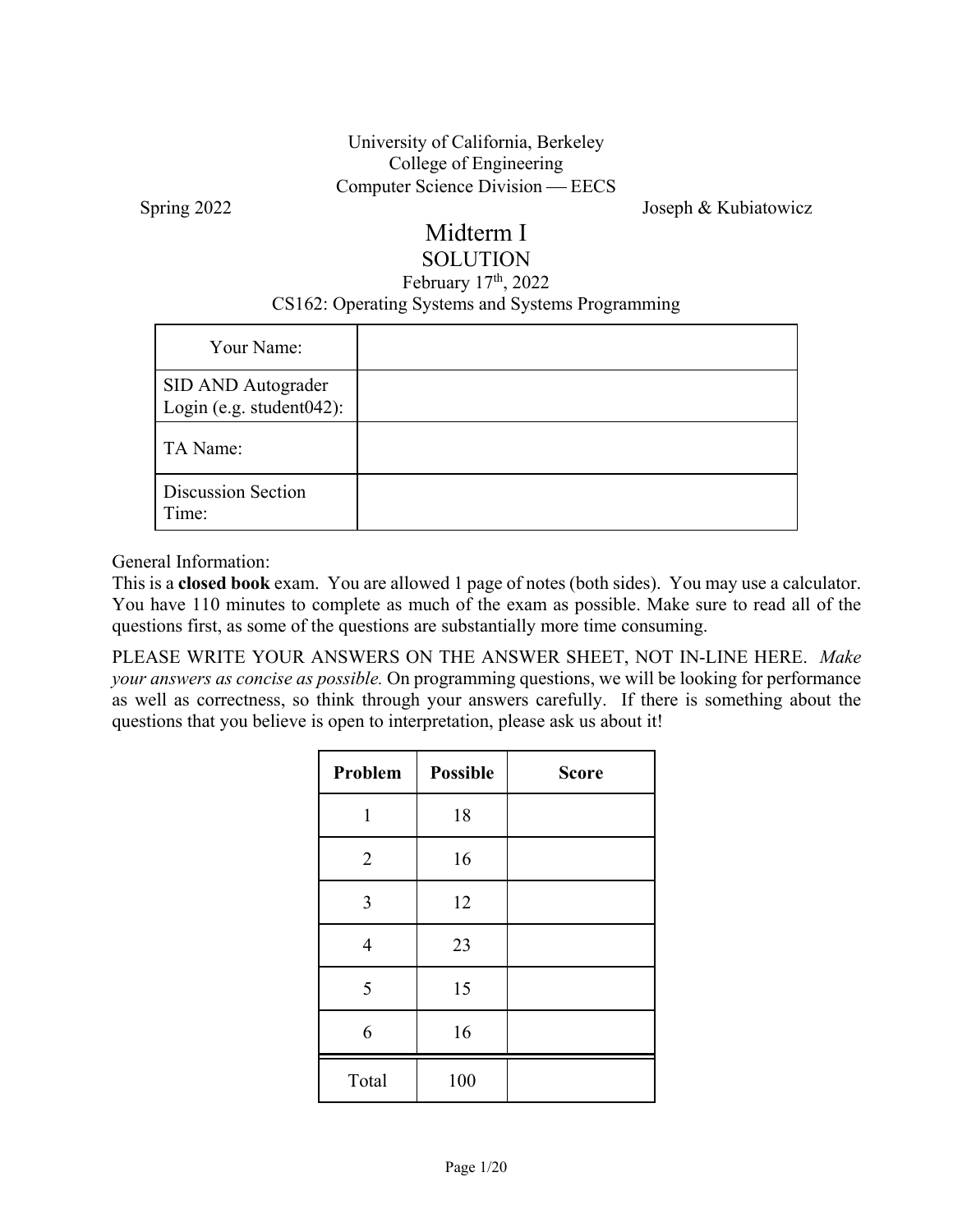University of California, Berkeley
College of Engineering
Computer Science Division — EECS

Spring 2022 Joseph & Kubiatowicz

# Midterm I
## SOLUTION

February 17th, 2022

CS162: Operating Systems and Systems Programming

| Your Name: | |
|---|---|
| SID AND Autograder Login (e.g. student042): | |
| TA Name: | |
| Discussion Section Time: | |

General Information:

This is a **closed book** exam. You are allowed 1 page of notes (both sides). You may use a calculator. You have 110 minutes to complete as much of the exam as possible. Make sure to read all of the questions first, as some of the questions are substantially more time consuming.

PLEASE WRITE YOUR ANSWERS ON THE ANSWER SHEET, NOT IN-LINE HERE. *Make your answers as concise as possible.* On programming questions, we will be looking for performance as well as correctness, so think through your answers carefully. If there is something about the questions that you believe is open to interpretation, please ask us about it!

| Problem | Possible | Score |
|---|---|---|
| 1 | 18 | |
| 2 | 16 | |
| 3 | 12 | |
| 4 | 23 | |
| 5 | 15 | |
| 6 | 16 | |
| Total | 100 | |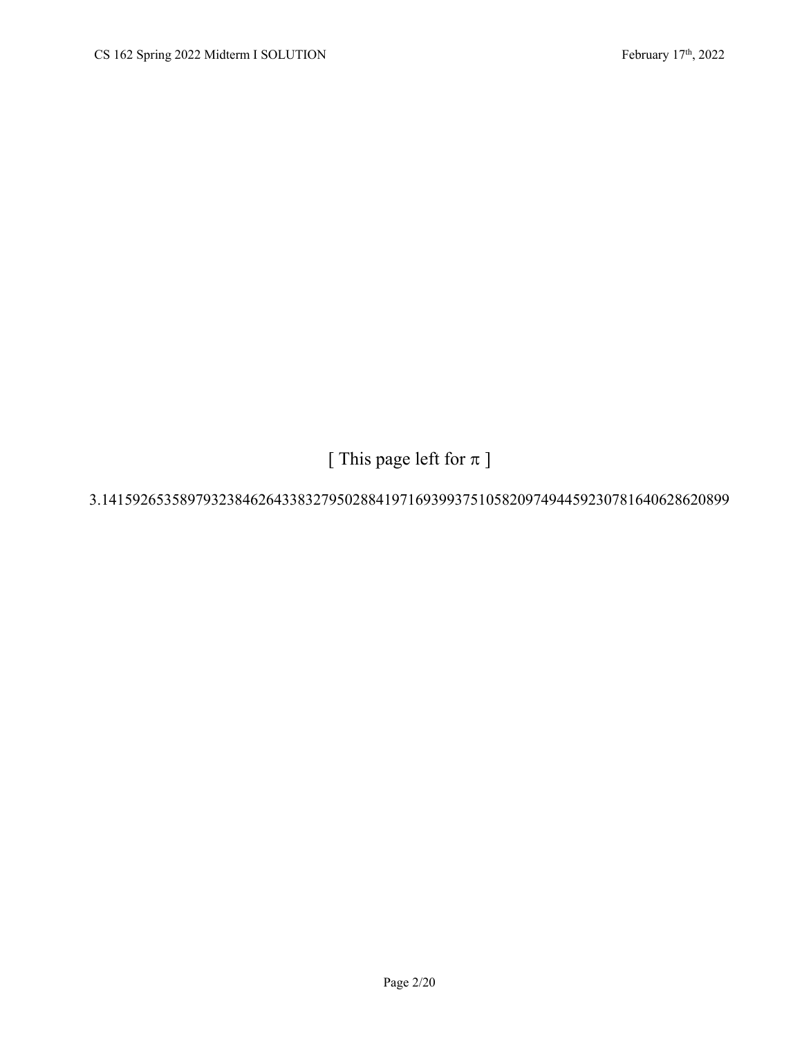[ This page left for $\pi$ ]

3.14159265358979323846264338327950288419716939937510582097494459230781640628620899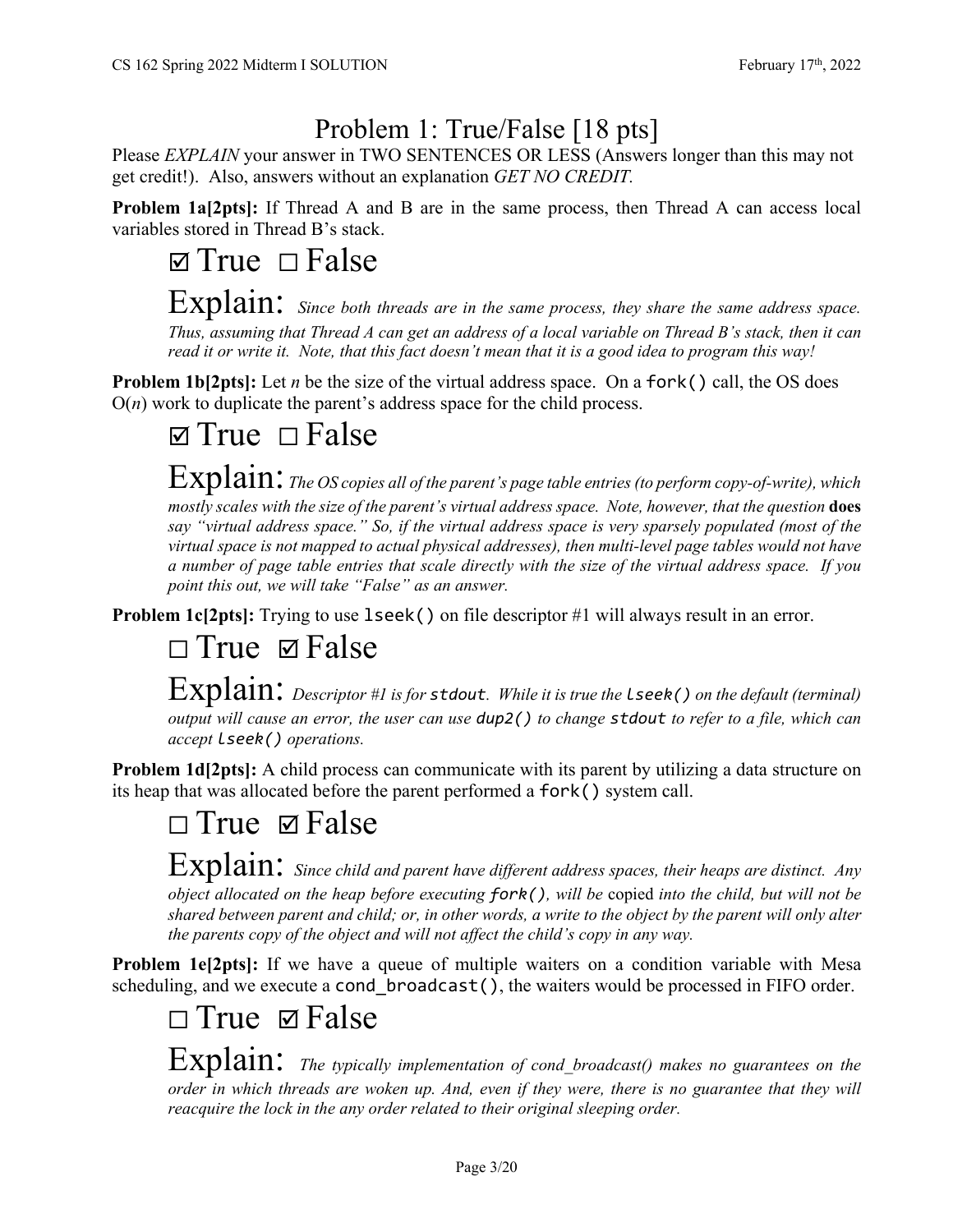# Problem 1: True/False [18 pts]

Please *EXPLAIN* your answer in TWO SENTENCES OR LESS (Answers longer than this may not get credit!). Also, answers without an explanation *GET NO CREDIT.*

**Problem 1a[2pts]:** If Thread A and B are in the same process, then Thread A can access local variables stored in Thread B's stack.

☑ True ☐ False

Explain: *Since both threads are in the same process, they share the same address space. Thus, assuming that Thread A can get an address of a local variable on Thread B's stack, then it can read it or write it. Note, that this fact doesn't mean that it is a good idea to program this way!*

**Problem 1b[2pts]:** Let *n* be the size of the virtual address space. On a `fork()` call, the OS does O(*n*) work to duplicate the parent's address space for the child process.

☑ True ☐ False

Explain: *The OS copies all of the parent's page table entries (to perform copy-of-write), which mostly scales with the size of the parent's virtual address space. Note, however, that the question* **does** *say "virtual address space." So, if the virtual address space is very sparsely populated (most of the virtual space is not mapped to actual physical addresses), then multi-level page tables would not have a number of page table entries that scale directly with the size of the virtual address space. If you point this out, we will take "False" as an answer.*

**Problem 1c[2pts]:** Trying to use `lseek()` on file descriptor #1 will always result in an error.

☐ True ☑ False

Explain: *Descriptor #1 is for `stdout`. While it is true the `lseek()` on the default (terminal) output will cause an error, the user can use `dup2()` to change `stdout` to refer to a file, which can accept `lseek()` operations.*

**Problem 1d[2pts]:** A child process can communicate with its parent by utilizing a data structure on its heap that was allocated before the parent performed a `fork()` system call.

☐ True ☑ False

Explain: *Since child and parent have different address spaces, their heaps are distinct. Any object allocated on the heap before executing `fork()`, will be* copied *into the child, but will not be shared between parent and child; or, in other words, a write to the object by the parent will only alter the parents copy of the object and will not affect the child's copy in any way.*

**Problem 1e[2pts]:** If we have a queue of multiple waiters on a condition variable with Mesa scheduling, and we execute a `cond_broadcast()`, the waiters would be processed in FIFO order.

☐ True ☑ False

Explain: *The typically implementation of cond_broadcast() makes no guarantees on the order in which threads are woken up. And, even if they were, there is no guarantee that they will reacquire the lock in the any order related to their original sleeping order.*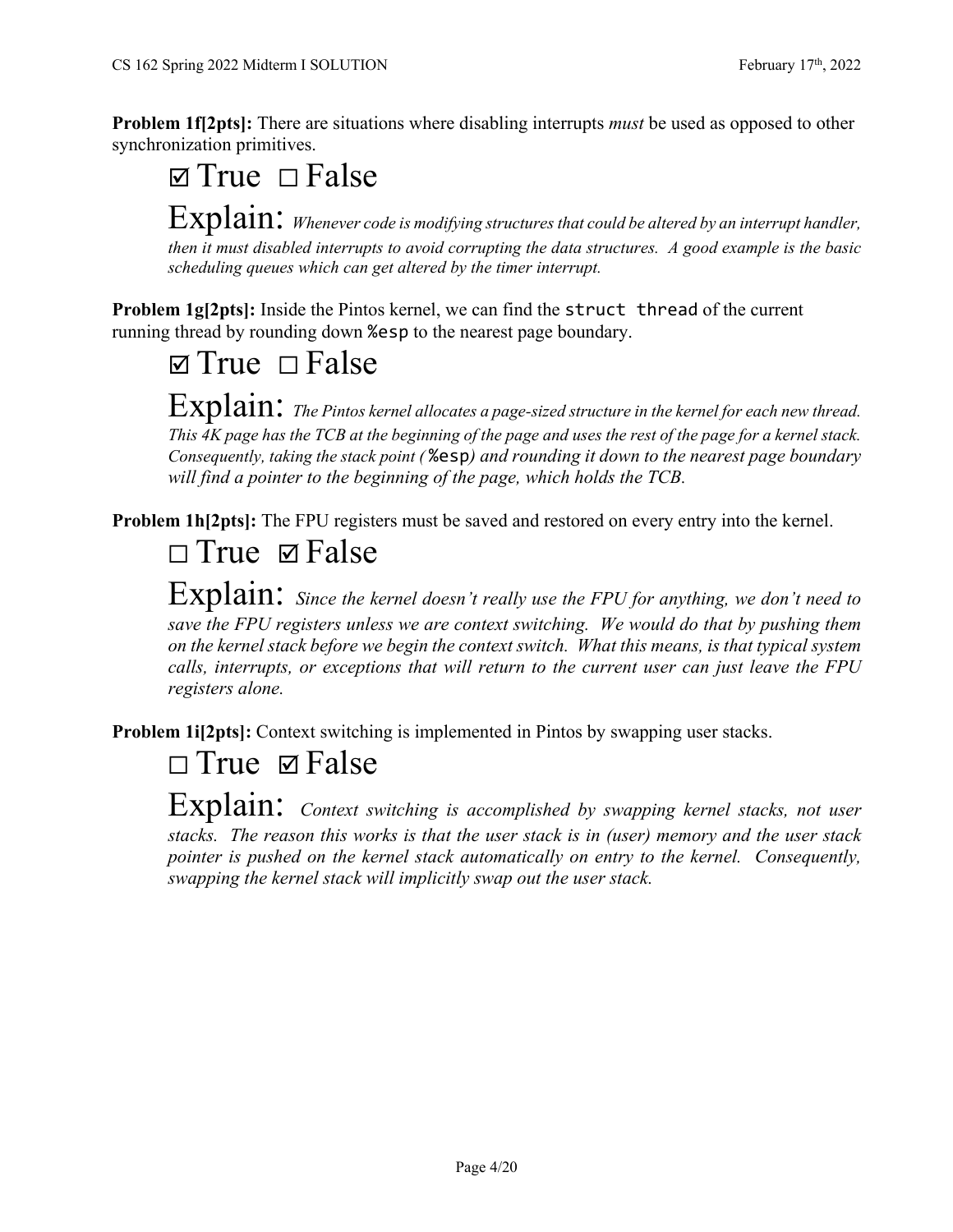**Problem 1f[2pts]:** There are situations where disabling interrupts *must* be used as opposed to other synchronization primitives.

☑ True ☐ False

Explain: *Whenever code is modifying structures that could be altered by an interrupt handler, then it must disabled interrupts to avoid corrupting the data structures. A good example is the basic scheduling queues which can get altered by the timer interrupt.*

**Problem 1g[2pts]:** Inside the Pintos kernel, we can find the `struct thread` of the current running thread by rounding down `%esp` to the nearest page boundary.

☑ True ☐ False

Explain: *The Pintos kernel allocates a page-sized structure in the kernel for each new thread. This 4K page has the TCB at the beginning of the page and uses the rest of the page for a kernel stack. Consequently, taking the stack point (`%esp`) and rounding it down to the nearest page boundary will find a pointer to the beginning of the page, which holds the TCB.*

**Problem 1h[2pts]:** The FPU registers must be saved and restored on every entry into the kernel.

☐ True ☑ False

Explain: *Since the kernel doesn't really use the FPU for anything, we don't need to save the FPU registers unless we are context switching. We would do that by pushing them on the kernel stack before we begin the context switch. What this means, is that typical system calls, interrupts, or exceptions that will return to the current user can just leave the FPU registers alone.*

**Problem 1i[2pts]:** Context switching is implemented in Pintos by swapping user stacks.

☐ True ☑ False

Explain: *Context switching is accomplished by swapping kernel stacks, not user stacks. The reason this works is that the user stack is in (user) memory and the user stack pointer is pushed on the kernel stack automatically on entry to the kernel. Consequently, swapping the kernel stack will implicitly swap out the user stack.*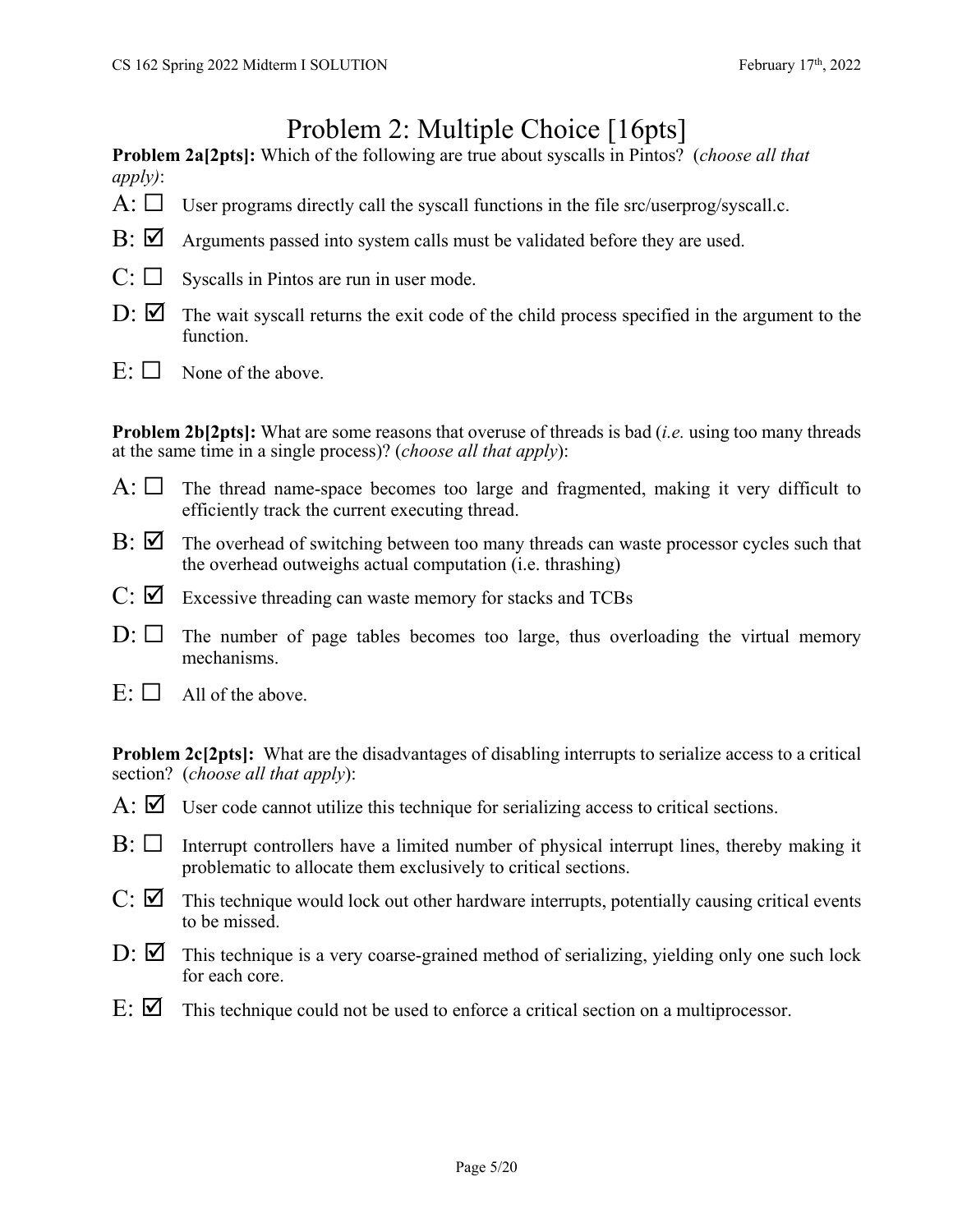# Problem 2: Multiple Choice [16pts]

**Problem 2a[2pts]:** Which of the following are true about syscalls in Pintos? (*choose all that apply)*:

A: ☐ User programs directly call the syscall functions in the file src/userprog/syscall.c.

B: ☑ Arguments passed into system calls must be validated before they are used.

C: ☐ Syscalls in Pintos are run in user mode.

D: ☑ The wait syscall returns the exit code of the child process specified in the argument to the function.

E: ☐ None of the above.

**Problem 2b[2pts]:** What are some reasons that overuse of threads is bad (*i.e.* using too many threads at the same time in a single process)? (*choose all that apply*):

A: ☐ The thread name-space becomes too large and fragmented, making it very difficult to efficiently track the current executing thread.

B: ☑ The overhead of switching between too many threads can waste processor cycles such that the overhead outweighs actual computation (i.e. thrashing)

C: ☑ Excessive threading can waste memory for stacks and TCBs

D: ☐ The number of page tables becomes too large, thus overloading the virtual memory mechanisms.

E: ☐ All of the above.

**Problem 2c[2pts]:** What are the disadvantages of disabling interrupts to serialize access to a critical section? (*choose all that apply*):

A: ☑ User code cannot utilize this technique for serializing access to critical sections.

B: ☐ Interrupt controllers have a limited number of physical interrupt lines, thereby making it problematic to allocate them exclusively to critical sections.

C: ☑ This technique would lock out other hardware interrupts, potentially causing critical events to be missed.

D: ☑ This technique is a very coarse-grained method of serializing, yielding only one such lock for each core.

E: ☑ This technique could not be used to enforce a critical section on a multiprocessor.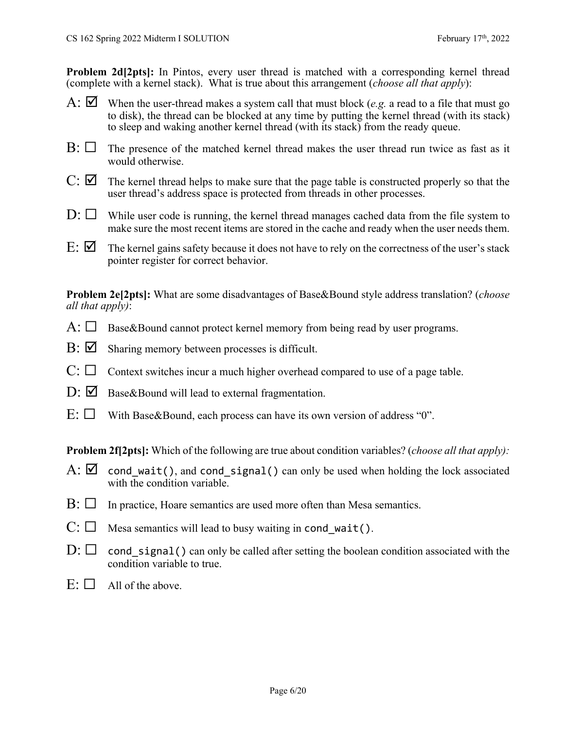**Problem 2d[2pts]:** In Pintos, every user thread is matched with a corresponding kernel thread (complete with a kernel stack). What is true about this arrangement (*choose all that apply*):

A: ☑ When the user-thread makes a system call that must block (*e.g.* a read to a file that must go to disk), the thread can be blocked at any time by putting the kernel thread (with its stack) to sleep and waking another kernel thread (with its stack) from the ready queue.

B: ☐ The presence of the matched kernel thread makes the user thread run twice as fast as it would otherwise.

C: ☑ The kernel thread helps to make sure that the page table is constructed properly so that the user thread's address space is protected from threads in other processes.

D: ☐ While user code is running, the kernel thread manages cached data from the file system to make sure the most recent items are stored in the cache and ready when the user needs them.

E: ☑ The kernel gains safety because it does not have to rely on the correctness of the user's stack pointer register for correct behavior.

**Problem 2e[2pts]:** What are some disadvantages of Base&Bound style address translation? (*choose all that apply)*:

A: ☐ Base&Bound cannot protect kernel memory from being read by user programs.

B: ☑ Sharing memory between processes is difficult.

C: ☐ Context switches incur a much higher overhead compared to use of a page table.

D: ☑ Base&Bound will lead to external fragmentation.

E: ☐ With Base&Bound, each process can have its own version of address "0".

**Problem 2f[2pts]:** Which of the following are true about condition variables? (*choose all that apply):*

A: ☑ `cond_wait()`, and `cond_signal()` can only be used when holding the lock associated with the condition variable.

B: ☐ In practice, Hoare semantics are used more often than Mesa semantics.

C: ☐ Mesa semantics will lead to busy waiting in `cond_wait()`.

D: ☐ `cond_signal()` can only be called after setting the boolean condition associated with the condition variable to true.

E: ☐ All of the above.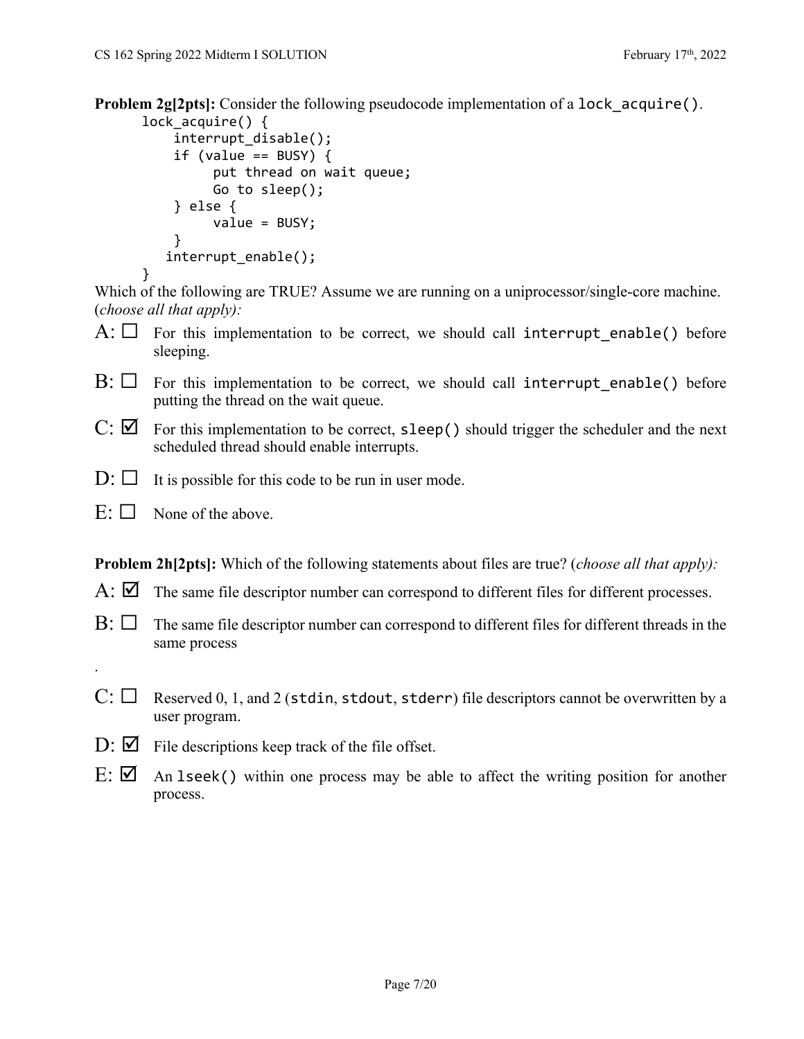**Problem 2g[2pts]:** Consider the following pseudocode implementation of a `lock_acquire()`.

```
lock_acquire() {
    interrupt_disable();
    if (value == BUSY) {
         put thread on wait queue;
         Go to sleep();
    } else {
         value = BUSY;
    }
   interrupt_enable();
}
```

Which of the following are TRUE? Assume we are running on a uniprocessor/single-core machine. (*choose all that apply):*

A: ☐ For this implementation to be correct, we should call `interrupt_enable()` before sleeping.

B: ☐ For this implementation to be correct, we should call `interrupt_enable()` before putting the thread on the wait queue.

C: ☑ For this implementation to be correct, `sleep()` should trigger the scheduler and the next scheduled thread should enable interrupts.

D: ☐ It is possible for this code to be run in user mode.

E: ☐ None of the above.

**Problem 2h[2pts]:** Which of the following statements about files are true? (*choose all that apply):*

A: ☑ The same file descriptor number can correspond to different files for different processes.

B: ☐ The same file descriptor number can correspond to different files for different threads in the same process

.

C: ☐ Reserved 0, 1, and 2 (`stdin`, `stdout`, `stderr`) file descriptors cannot be overwritten by a user program.

D: ☑ File descriptions keep track of the file offset.

E: ☑ An `lseek()` within one process may be able to affect the writing position for another process.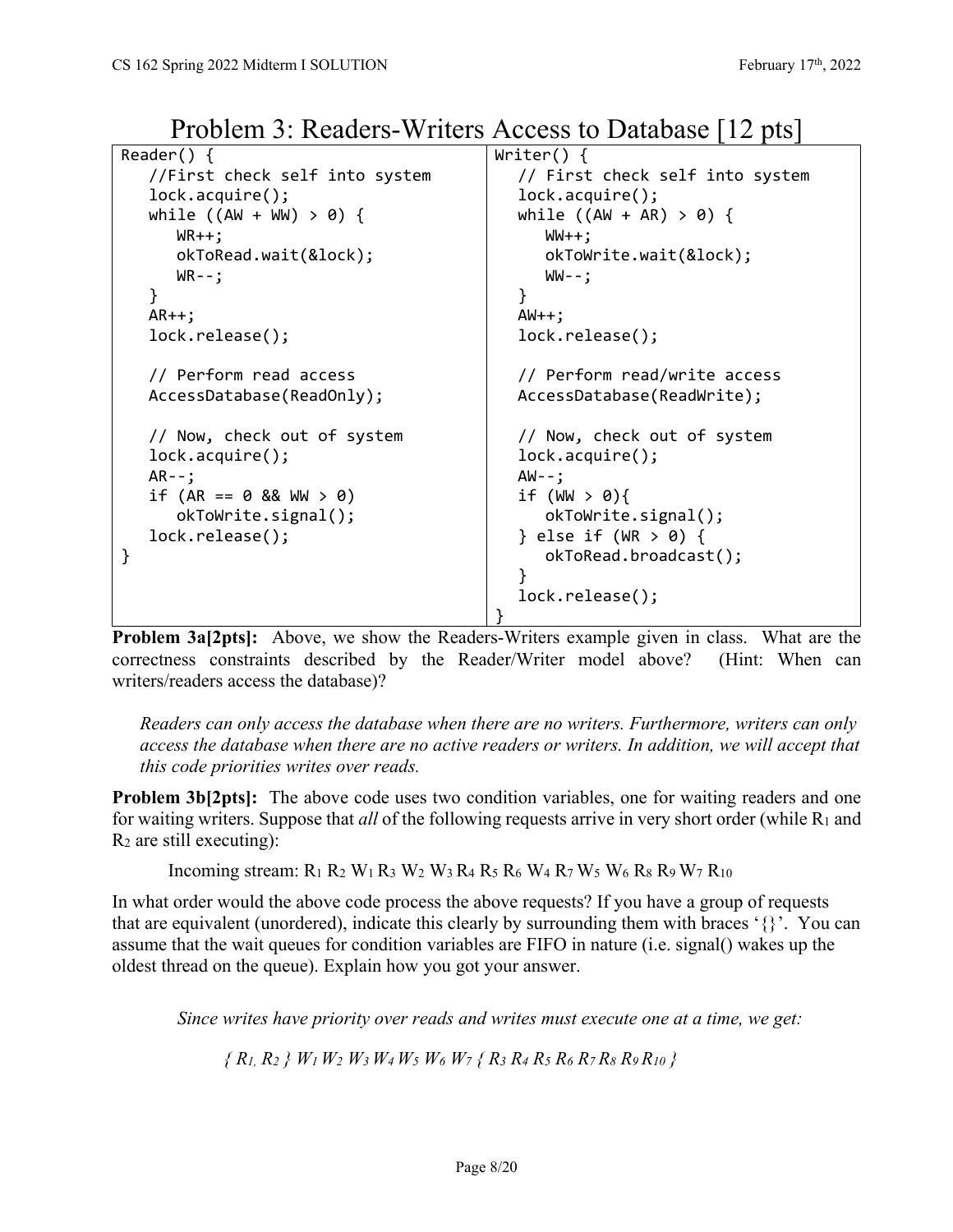# Problem 3: Readers-Writers Access to Database [12 pts]

```
Reader() {
   //First check self into system
   lock.acquire();
   while ((AW + WW) > 0) {
      WR++;
      okToRead.wait(&lock);
      WR--;
   }
   AR++;
   lock.release();

   // Perform read access
   AccessDatabase(ReadOnly);

   // Now, check out of system
   lock.acquire();
   AR--;
   if (AR == 0 && WW > 0)
      okToWrite.signal();
   lock.release();
}
```

```
Writer() {
   // First check self into system
   lock.acquire();
   while ((AW + AR) > 0) {
      WW++;
      okToWrite.wait(&lock);
      WW--;
   }
   AW++;
   lock.release();

   // Perform read/write access
   AccessDatabase(ReadWrite);

   // Now, check out of system
   lock.acquire();
   AW--;
   if (WW > 0){
      okToWrite.signal();
   } else if (WR > 0) {
      okToRead.broadcast();
   }
   lock.release();
}
```

**Problem 3a[2pts]:** Above, we show the Readers-Writers example given in class. What are the correctness constraints described by the Reader/Writer model above? (Hint: When can writers/readers access the database)?

*Readers can only access the database when there are no writers. Furthermore, writers can only access the database when there are no active readers or writers. In addition, we will accept that this code priorities writes over reads.*

**Problem 3b[2pts]:** The above code uses two condition variables, one for waiting readers and one for waiting writers. Suppose that *all* of the following requests arrive in very short order (while $R_1$ and $R_2$ are still executing):

Incoming stream: $R_1$ $R_2$ $W_1$ $R_3$ $W_2$ $W_3$ $R_4$ $R_5$ $R_6$ $W_4$ $R_7$ $W_5$ $W_6$ $R_8$ $R_9$ $W_7$ $R_{10}$

In what order would the above code process the above requests? If you have a group of requests that are equivalent (unordered), indicate this clearly by surrounding them with braces '{}'. You can assume that the wait queues for condition variables are FIFO in nature (i.e. signal() wakes up the oldest thread on the queue). Explain how you got your answer.

*Since writes have priority over reads and writes must execute one at a time, we get:*

*{ $R_1$, $R_2$ } $W_1$ $W_2$ $W_3$ $W_4$ $W_5$ $W_6$ $W_7$ { $R_3$ $R_4$ $R_5$ $R_6$ $R_7$ $R_8$ $R_9$ $R_{10}$ }*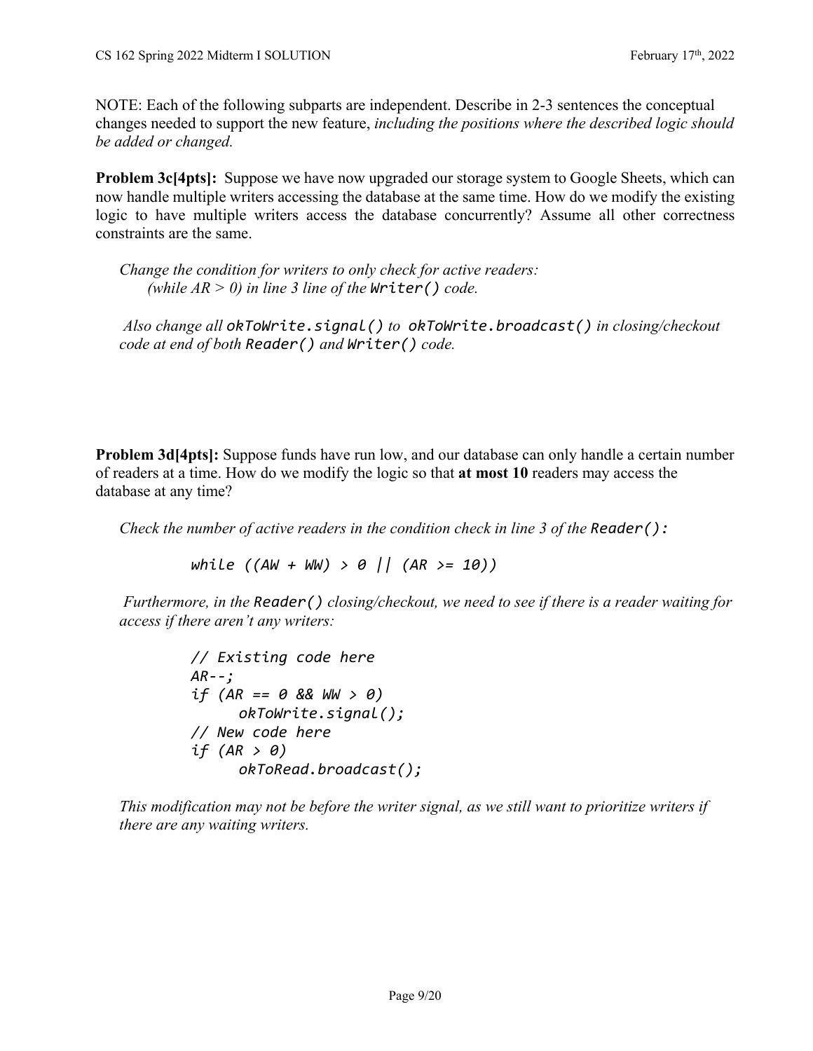NOTE: Each of the following subparts are independent. Describe in 2-3 sentences the conceptual changes needed to support the new feature, *including the positions where the described logic should be added or changed.*

**Problem 3c[4pts]:** Suppose we have now upgraded our storage system to Google Sheets, which can now handle multiple writers accessing the database at the same time. How do we modify the existing logic to have multiple writers access the database concurrently? Assume all other correctness constraints are the same.

*Change the condition for writers to only check for active readers: (while AR > 0) in line 3 line of the* `Writer()` *code.*

*Also change all* `okToWrite.signal()` *to* `okToWrite.broadcast()` *in closing/checkout code at end of both* `Reader()` *and* `Writer()` *code.*

**Problem 3d[4pts]:** Suppose funds have run low, and our database can only handle a certain number of readers at a time. How do we modify the logic so that **at most 10** readers may access the database at any time?

*Check the number of active readers in the condition check in line 3 of the* `Reader():`

```
while ((AW + WW) > 0 || (AR >= 10))
```

*Furthermore, in the* `Reader()` *closing/checkout, we need to see if there is a reader waiting for access if there aren't any writers:*

```
// Existing code here
AR--;
if (AR == 0 && WW > 0)
      okToWrite.signal();
// New code here
if (AR > 0)
      okToRead.broadcast();
```

*This modification may not be before the writer signal, as we still want to prioritize writers if there are any waiting writers.*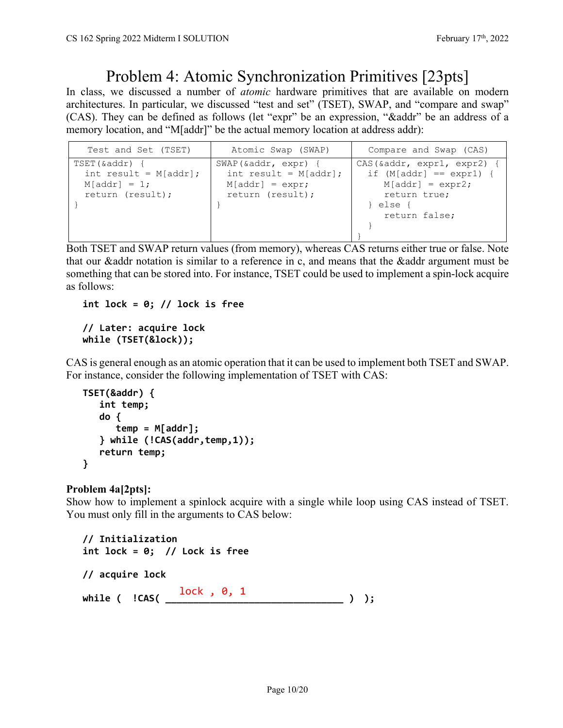# Problem 4: Atomic Synchronization Primitives [23pts]

In class, we discussed a number of *atomic* hardware primitives that are available on modern architectures. In particular, we discussed "test and set" (TSET), SWAP, and "compare and swap" (CAS). They can be defined as follows (let "expr" be an expression, "&addr" be an address of a memory location, and "M[addr]" be the actual memory location at address addr):

| Test and Set (TSET) | Atomic Swap (SWAP) | Compare and Swap (CAS) |
|---|---|---|
| `TSET(&addr) {`<br>`  int result = M[addr];`<br>`  M[addr] = 1;`<br>`  return (result);`<br>`}` | `SWAP(&addr, expr) {`<br>`  int result = M[addr];`<br>`  M[addr] = expr;`<br>`  return (result);`<br>`}` | `CAS(&addr, expr1, expr2) {`<br>`  if (M[addr] == expr1) {`<br>`     M[addr] = expr2;`<br>`     return true;`<br>`  } else {`<br>`     return false;`<br>`  }`<br>`}` |

Both TSET and SWAP return values (from memory), whereas CAS returns either true or false. Note that our &addr notation is similar to a reference in c, and means that the &addr argument must be something that can be stored into. For instance, TSET could be used to implement a spin-lock acquire as follows:

```
int lock = 0; // lock is free

// Later: acquire lock
while (TSET(&lock));
```

CAS is general enough as an atomic operation that it can be used to implement both TSET and SWAP. For instance, consider the following implementation of TSET with CAS:

```
TSET(&addr) {
   int temp;
   do {
      temp = M[addr];
   } while (!CAS(addr,temp,1));
   return temp;
}
```

**Problem 4a[2pts]:**
Show how to implement a spinlock acquire with a single while loop using CAS instead of TSET. You must only fill in the arguments to CAS below:

```
// Initialization
int lock = 0;  // Lock is free

// acquire lock
while (  !CAS( lock , 0, 1 ) );
```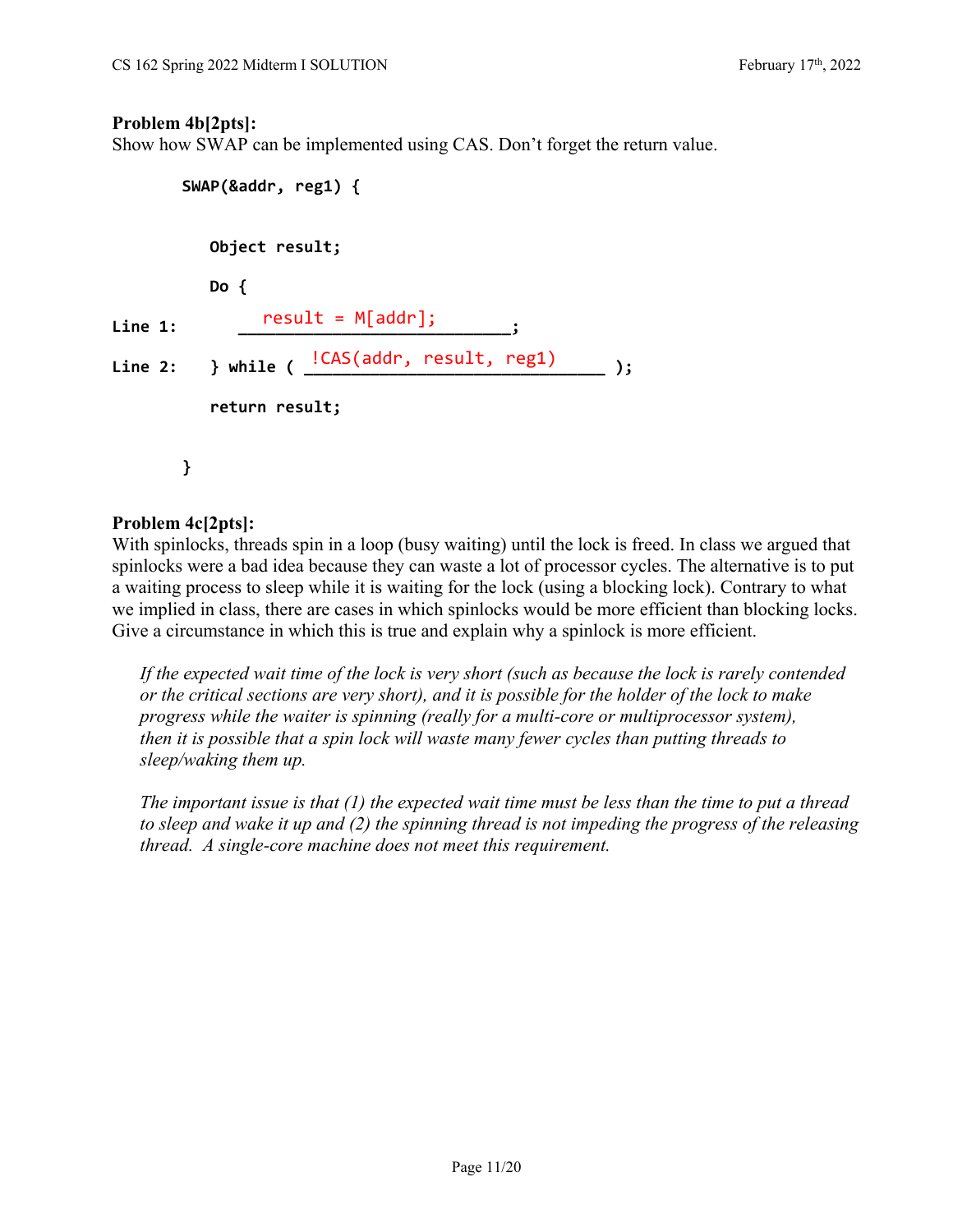**Problem 4b[2pts]:**
Show how SWAP can be implemented using CAS. Don't forget the return value.

```
        SWAP(&addr, reg1) {

            Object result;

            Do {
Line 1:         result = M[addr];;
Line 2:     } while ( !CAS(addr, result, reg1) );

            return result;

        }
```

**Problem 4c[2pts]:**
With spinlocks, threads spin in a loop (busy waiting) until the lock is freed. In class we argued that spinlocks were a bad idea because they can waste a lot of processor cycles. The alternative is to put a waiting process to sleep while it is waiting for the lock (using a blocking lock). Contrary to what we implied in class, there are cases in which spinlocks would be more efficient than blocking locks. Give a circumstance in which this is true and explain why a spinlock is more efficient.

*If the expected wait time of the lock is very short (such as because the lock is rarely contended or the critical sections are very short), and it is possible for the holder of the lock to make progress while the waiter is spinning (really for a multi-core or multiprocessor system), then it is possible that a spin lock will waste many fewer cycles than putting threads to sleep/waking them up.*

*The important issue is that (1) the expected wait time must be less than the time to put a thread to sleep and wake it up and (2) the spinning thread is not impeding the progress of the releasing thread. A single-core machine does not meet this requirement.*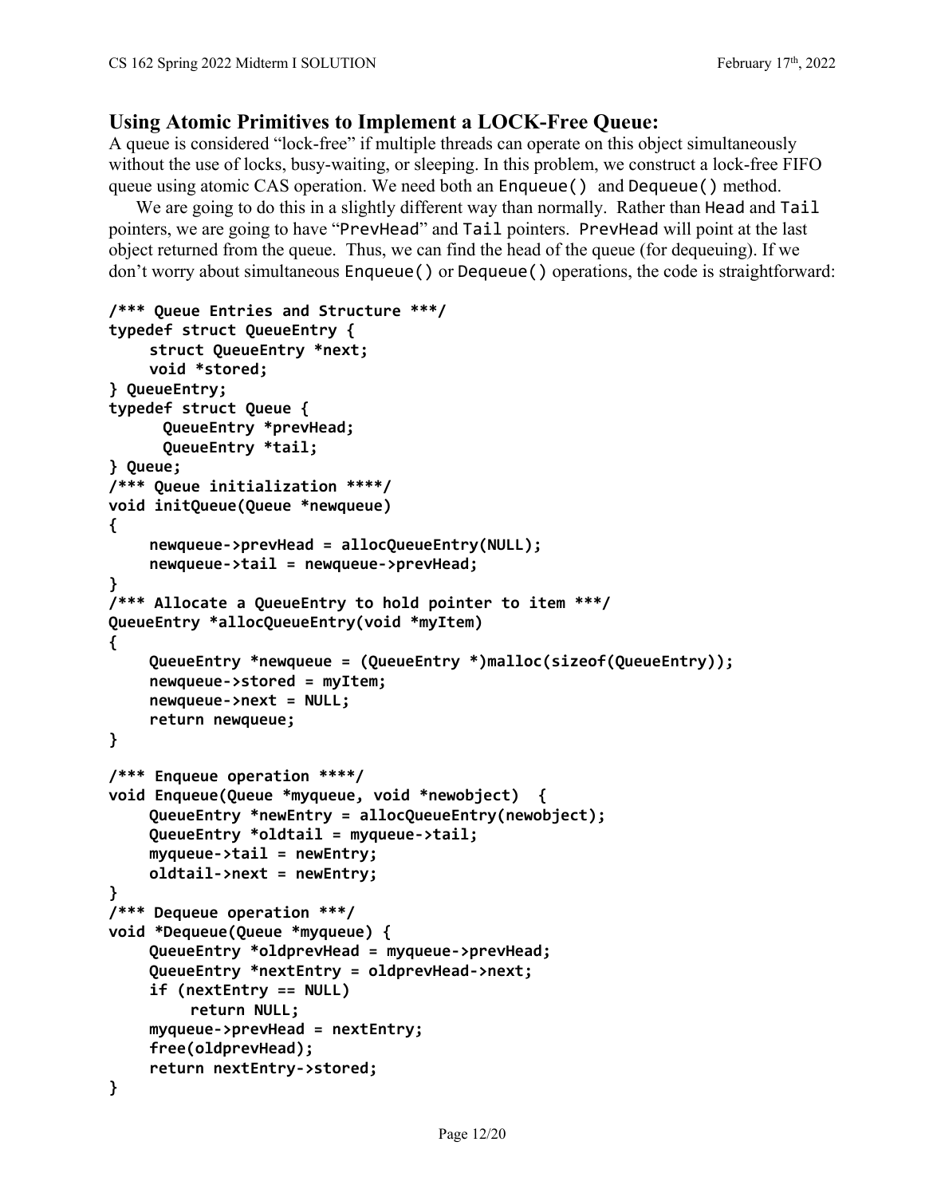## Using Atomic Primitives to Implement a LOCK-Free Queue:

A queue is considered "lock-free" if multiple threads can operate on this object simultaneously without the use of locks, busy-waiting, or sleeping. In this problem, we construct a lock-free FIFO queue using atomic CAS operation. We need both an `Enqueue()` and `Dequeue()` method.

We are going to do this in a slightly different way than normally. Rather than `Head` and `Tail` pointers, we are going to have "`PrevHead`" and `Tail` pointers. `PrevHead` will point at the last object returned from the queue. Thus, we can find the head of the queue (for dequeuing). If we don't worry about simultaneous `Enqueue()` or `Dequeue()` operations, the code is straightforward:

```
/*** Queue Entries and Structure ***/
typedef struct QueueEntry {
     struct QueueEntry *next;
     void *stored;
} QueueEntry;
typedef struct Queue {
      QueueEntry *prevHead;
      QueueEntry *tail;
} Queue;
/*** Queue initialization ****/
void initQueue(Queue *newqueue)
{
     newqueue->prevHead = allocQueueEntry(NULL);
     newqueue->tail = newqueue->prevHead;
}
/*** Allocate a QueueEntry to hold pointer to item ***/
QueueEntry *allocQueueEntry(void *myItem)
{
     QueueEntry *newqueue = (QueueEntry *)malloc(sizeof(QueueEntry));
     newqueue->stored = myItem;
     newqueue->next = NULL;
     return newqueue;
}

/*** Enqueue operation ****/
void Enqueue(Queue *myqueue, void *newobject)  {
     QueueEntry *newEntry = allocQueueEntry(newobject);
     QueueEntry *oldtail = myqueue->tail;
     myqueue->tail = newEntry;
     oldtail->next = newEntry;
}
/*** Dequeue operation ***/
void *Dequeue(Queue *myqueue) {
     QueueEntry *oldprevHead = myqueue->prevHead;
     QueueEntry *nextEntry = oldprevHead->next;
     if (nextEntry == NULL)
          return NULL;
     myqueue->prevHead = nextEntry;
     free(oldprevHead);
     return nextEntry->stored;
}
```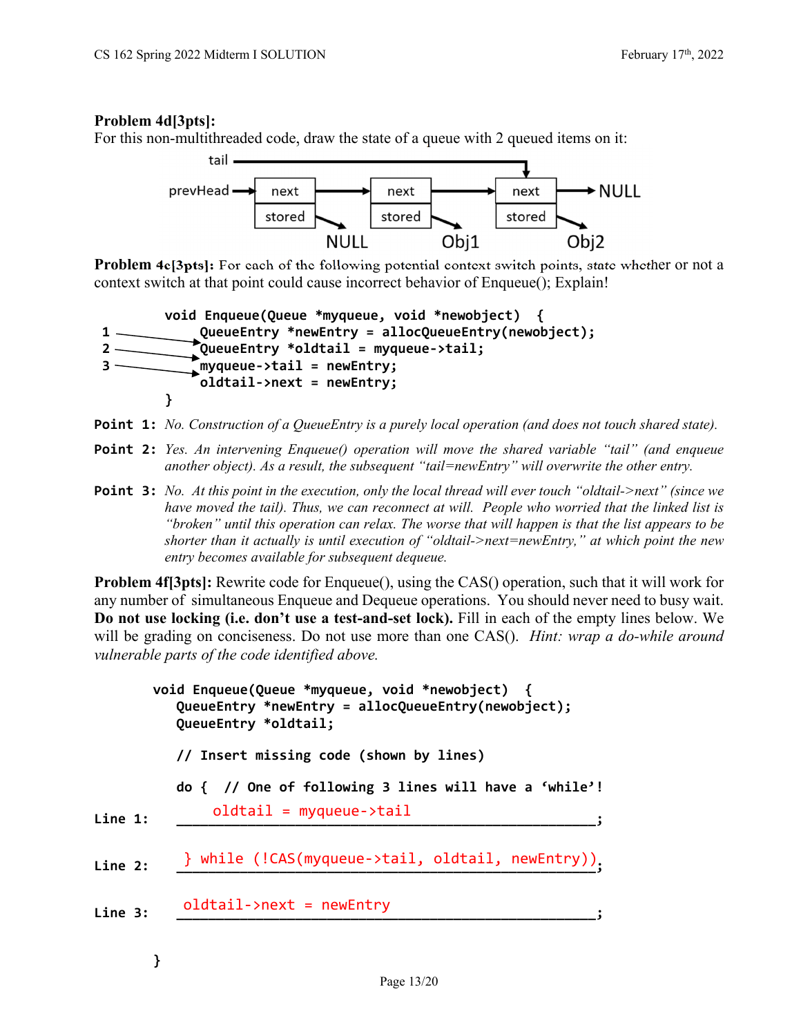**Problem 4d[3pts]:**
For this non-multithreaded code, draw the state of a queue with 2 queued items on it:

```
tail ------------------------------------------------+
                                                      v
prevHead --> [next ] -------> [next ] -------> [next ] --> NULL
             [stored]         [stored]         [stored]
                 \                \                \
                 NULL             Obj1             Obj2
```

**Problem 4e[3pts]:** For each of the following potential context switch points, state whether or not a context switch at that point could cause incorrect behavior of Enqueue(); Explain!

```
        void Enqueue(Queue *myqueue, void *newobject)  {
1  -->     QueueEntry *newEntry = allocQueueEntry(newobject);
2  -->     QueueEntry *oldtail = myqueue->tail;
3  -->     myqueue->tail = newEntry;
           oldtail->next = newEntry;
        }
```

**Point 1:** *No. Construction of a QueueEntry is a purely local operation (and does not touch shared state).*

**Point 2:** *Yes. An intervening Enqueue() operation will move the shared variable "tail" (and enqueue another object). As a result, the subsequent "tail=newEntry" will overwrite the other entry.*

**Point 3:** *No. At this point in the execution, only the local thread will ever touch "oldtail->next" (since we have moved the tail). Thus, we can reconnect at will. People who worried that the linked list is "broken" until this operation can relax. The worse that will happen is that the list appears to be shorter than it actually is until execution of "oldtail->next=newEntry," at which point the new entry becomes available for subsequent dequeue.*

**Problem 4f[3pts]:** Rewrite code for Enqueue(), using the CAS() operation, such that it will work for any number of simultaneous Enqueue and Dequeue operations. You should never need to busy wait. **Do not use locking (i.e. don't use a test-and-set lock).** Fill in each of the empty lines below. We will be grading on conciseness. Do not use more than one CAS(). *Hint: wrap a do-while around vulnerable parts of the code identified above.*

```
void Enqueue(Queue *myqueue, void *newobject)  {
   QueueEntry *newEntry = allocQueueEntry(newobject);
   QueueEntry *oldtail;

   // Insert missing code (shown by lines)

   do {  // One of following 3 lines will have a 'while'!
Line 1:     oldtail = myqueue->tail;

Line 2:  } while (!CAS(myqueue->tail, oldtail, newEntry));

Line 3:  oldtail->next = newEntry;

}
```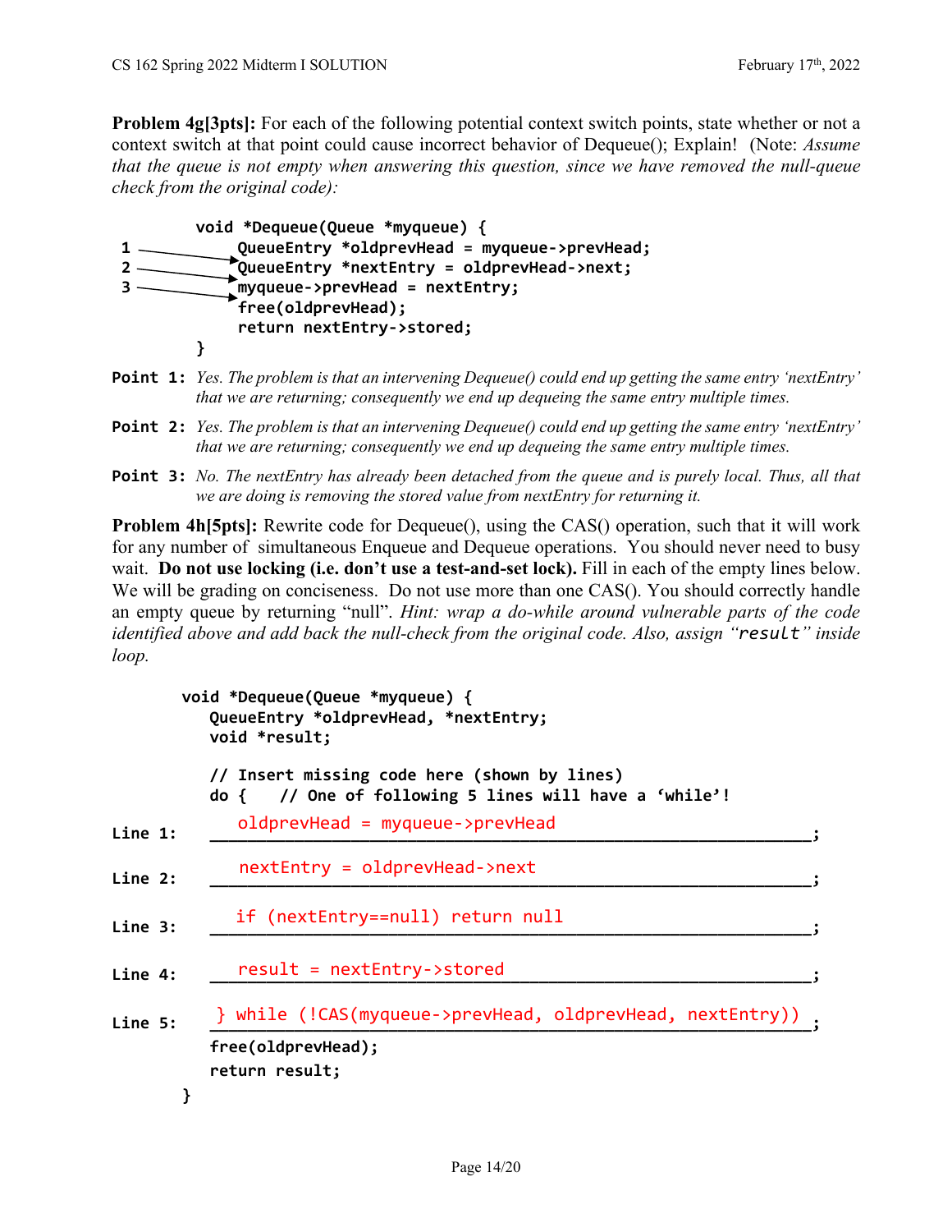**Problem 4g[3pts]:** For each of the following potential context switch points, state whether or not a context switch at that point could cause incorrect behavior of Dequeue(); Explain! (Note: *Assume that the queue is not empty when answering this question, since we have removed the null-queue check from the original code):*

```
        void *Dequeue(Queue *myqueue) {
1 ───────►  QueueEntry *oldprevHead = myqueue->prevHead;
2 ───────►  QueueEntry *nextEntry = oldprevHead->next;
3 ───────►  myqueue->prevHead = nextEntry;
            free(oldprevHead);
            return nextEntry->stored;
        }
```

**Point 1:** *Yes. The problem is that an intervening Dequeue() could end up getting the same entry 'nextEntry' that we are returning; consequently we end up dequeing the same entry multiple times.*

**Point 2:** *Yes. The problem is that an intervening Dequeue() could end up getting the same entry 'nextEntry' that we are returning; consequently we end up dequeing the same entry multiple times.*

**Point 3:** *No. The nextEntry has already been detached from the queue and is purely local. Thus, all that we are doing is removing the stored value from nextEntry for returning it.*

**Problem 4h[5pts]:** Rewrite code for Dequeue(), using the CAS() operation, such that it will work for any number of simultaneous Enqueue and Dequeue operations. You should never need to busy wait. **Do not use locking (i.e. don't use a test-and-set lock).** Fill in each of the empty lines below. We will be grading on conciseness. Do not use more than one CAS(). You should correctly handle an empty queue by returning "null". *Hint: wrap a do-while around vulnerable parts of the code identified above and add back the null-check from the original code. Also, assign "*`result`*" inside loop.*

```
void *Dequeue(Queue *myqueue) {
   QueueEntry *oldprevHead, *nextEntry;
   void *result;

   // Insert missing code here (shown by lines)
   do {   // One of following 5 lines will have a 'while'!
Line 1:     oldprevHead = myqueue->prevHead;
Line 2:     nextEntry = oldprevHead->next;
Line 3:     if (nextEntry==null) return null;
Line 4:     result = nextEntry->stored;
Line 5:  } while (!CAS(myqueue->prevHead, oldprevHead, nextEntry));
   free(oldprevHead);
   return result;
}
```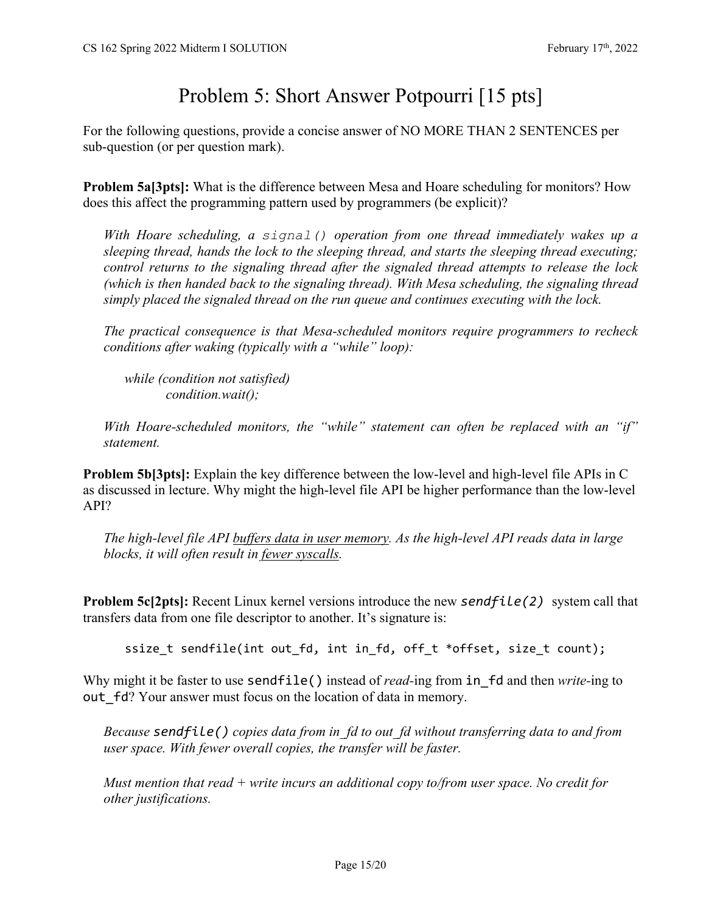# Problem 5: Short Answer Potpourri [15 pts]

For the following questions, provide a concise answer of NO MORE THAN 2 SENTENCES per sub-question (or per question mark).

**Problem 5a[3pts]:** What is the difference between Mesa and Hoare scheduling for monitors? How does this affect the programming pattern used by programmers (be explicit)?

*With Hoare scheduling, a `signal()` operation from one thread immediately wakes up a sleeping thread, hands the lock to the sleeping thread, and starts the sleeping thread executing; control returns to the signaling thread after the signaled thread attempts to release the lock (which is then handed back to the signaling thread). With Mesa scheduling, the signaling thread simply placed the signaled thread on the run queue and continues executing with the lock.*

*The practical consequence is that Mesa-scheduled monitors require programmers to recheck conditions after waking (typically with a "while" loop):*

```
while (condition not satisfied)
        condition.wait();
```

*With Hoare-scheduled monitors, the "while" statement can often be replaced with an "if" statement.*

**Problem 5b[3pts]:** Explain the key difference between the low-level and high-level file APIs in C as discussed in lecture. Why might the high-level file API be higher performance than the low-level API?

*The high-level file API <u>buffers data in user memory</u>. As the high-level API reads data in large blocks, it will often result in <u>fewer syscalls</u>.*

**Problem 5c[2pts]:** Recent Linux kernel versions introduce the new *`sendfile(2)`* system call that transfers data from one file descriptor to another. It's signature is:

```
ssize_t sendfile(int out_fd, int in_fd, off_t *offset, size_t count);
```

Why might it be faster to use `sendfile()` instead of *read*-ing from `in_fd` and then *write*-ing to `out_fd`? Your answer must focus on the location of data in memory.

*Because `sendfile()` copies data from in_fd to out_fd without transferring data to and from user space. With fewer overall copies, the transfer will be faster.*

*Must mention that read + write incurs an additional copy to/from user space. No credit for other justifications.*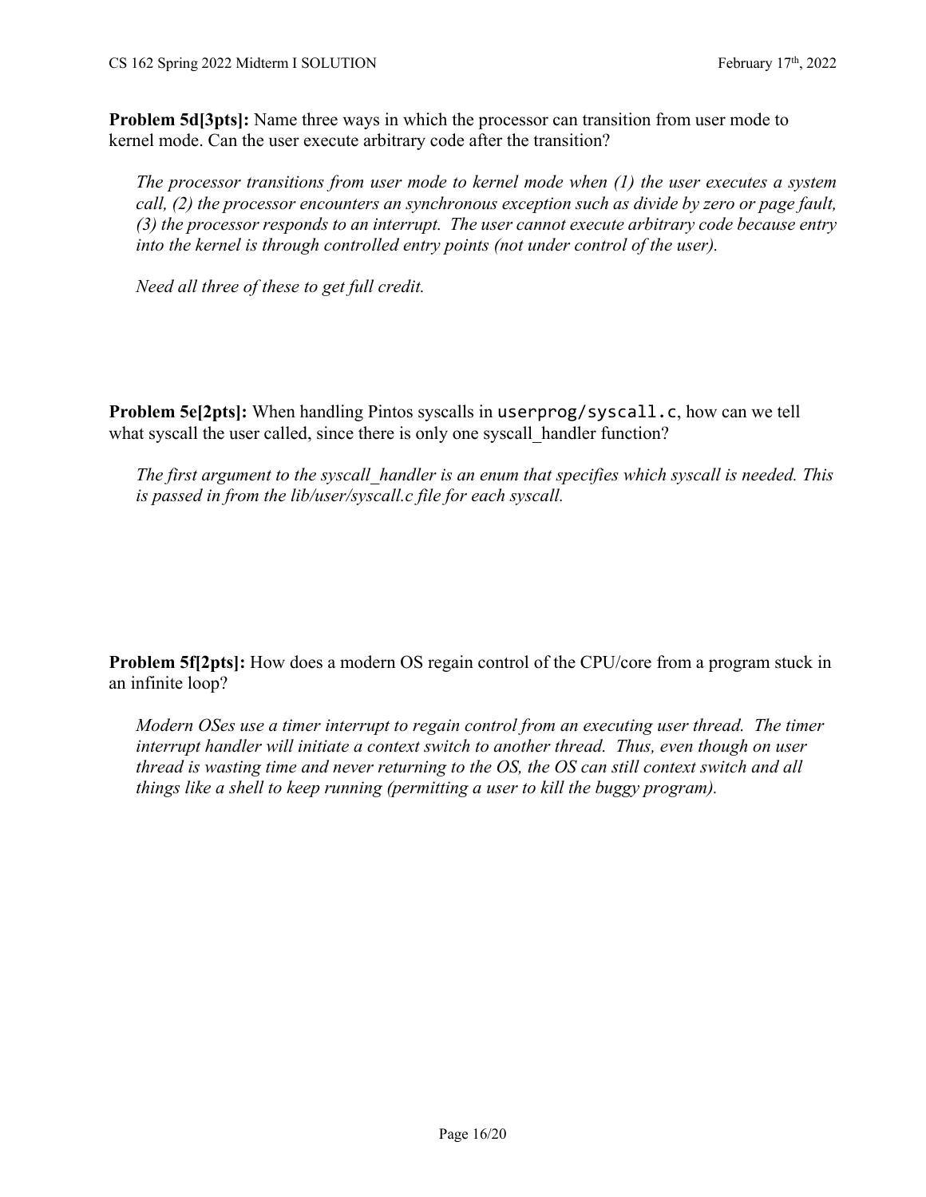**Problem 5d[3pts]:** Name three ways in which the processor can transition from user mode to kernel mode. Can the user execute arbitrary code after the transition?

*The processor transitions from user mode to kernel mode when (1) the user executes a system call, (2) the processor encounters an synchronous exception such as divide by zero or page fault, (3) the processor responds to an interrupt. The user cannot execute arbitrary code because entry into the kernel is through controlled entry points (not under control of the user).*

*Need all three of these to get full credit.*

**Problem 5e[2pts]:** When handling Pintos syscalls in `userprog/syscall.c`, how can we tell what syscall the user called, since there is only one syscall_handler function?

*The first argument to the syscall_handler is an enum that specifies which syscall is needed. This is passed in from the lib/user/syscall.c file for each syscall.*

**Problem 5f[2pts]:** How does a modern OS regain control of the CPU/core from a program stuck in an infinite loop?

*Modern OSes use a timer interrupt to regain control from an executing user thread. The timer interrupt handler will initiate a context switch to another thread. Thus, even though on user thread is wasting time and never returning to the OS, the OS can still context switch and all things like a shell to keep running (permitting a user to kill the buggy program).*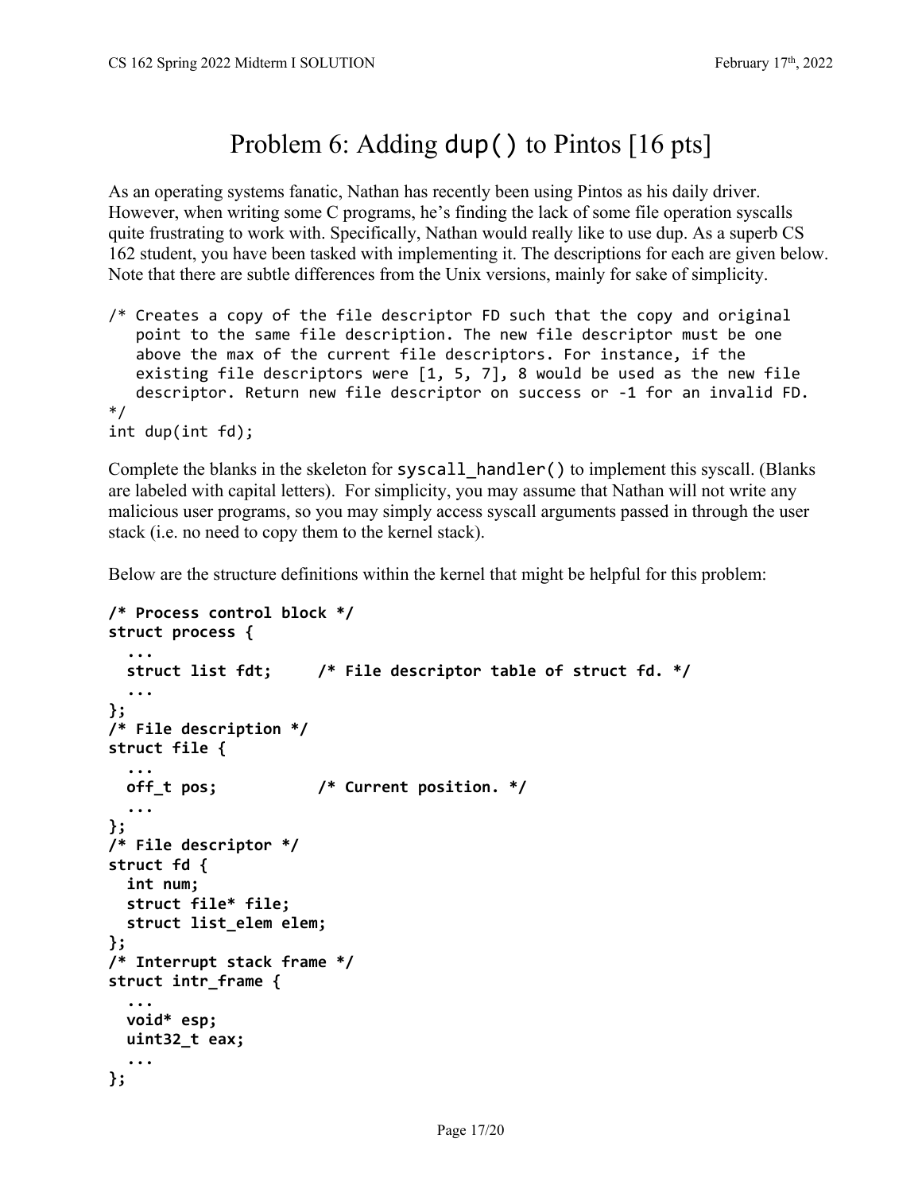# Problem 6: Adding `dup()` to Pintos [16 pts]

As an operating systems fanatic, Nathan has recently been using Pintos as his daily driver. However, when writing some C programs, he's finding the lack of some file operation syscalls quite frustrating to work with. Specifically, Nathan would really like to use dup. As a superb CS 162 student, you have been tasked with implementing it. The descriptions for each are given below. Note that there are subtle differences from the Unix versions, mainly for sake of simplicity.

```
/* Creates a copy of the file descriptor FD such that the copy and original
   point to the same file description. The new file descriptor must be one
   above the max of the current file descriptors. For instance, if the
   existing file descriptors were [1, 5, 7], 8 would be used as the new file
   descriptor. Return new file descriptor on success or -1 for an invalid FD.
*/
int dup(int fd);
```

Complete the blanks in the skeleton for `syscall_handler()` to implement this syscall. (Blanks are labeled with capital letters). For simplicity, you may assume that Nathan will not write any malicious user programs, so you may simply access syscall arguments passed in through the user stack (i.e. no need to copy them to the kernel stack).

Below are the structure definitions within the kernel that might be helpful for this problem:

```
/* Process control block */
struct process {
  ...
  struct list fdt;     /* File descriptor table of struct fd. */
  ...
};
/* File description */
struct file {
  ...
  off_t pos;           /* Current position. */
  ...
};
/* File descriptor */
struct fd {
  int num;
  struct file* file;
  struct list_elem elem;
};
/* Interrupt stack frame */
struct intr_frame {
  ...
  void* esp;
  uint32_t eax;
  ...
};
```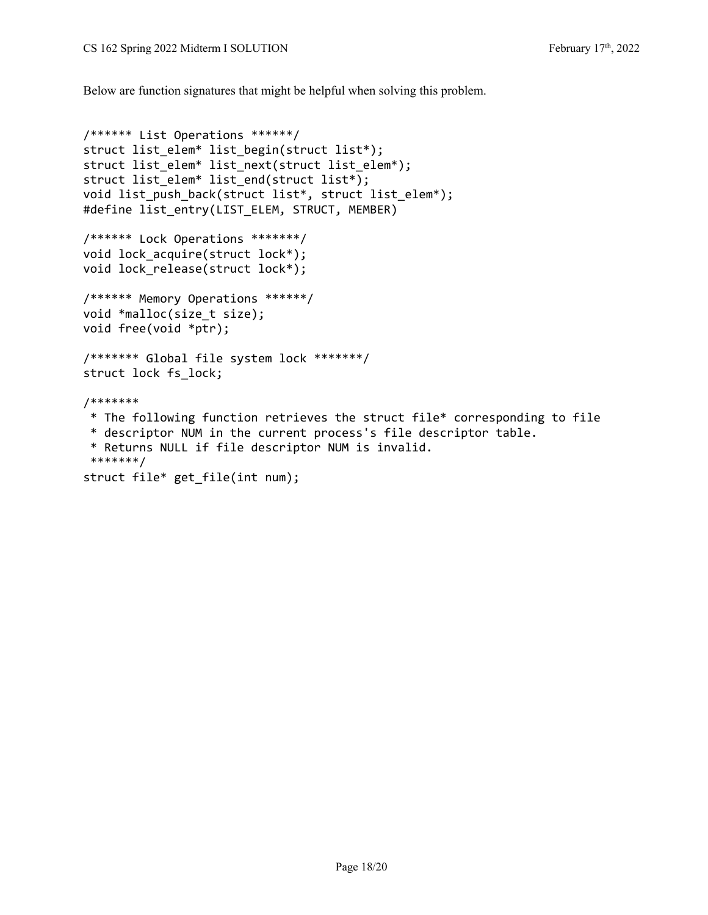Below are function signatures that might be helpful when solving this problem.

```
/****** List Operations ******/
struct list_elem* list_begin(struct list*);
struct list_elem* list_next(struct list_elem*);
struct list_elem* list_end(struct list*);
void list_push_back(struct list*, struct list_elem*);
#define list_entry(LIST_ELEM, STRUCT, MEMBER)

/****** Lock Operations *******/
void lock_acquire(struct lock*);
void lock_release(struct lock*);

/****** Memory Operations ******/
void *malloc(size_t size);
void free(void *ptr);

/******* Global file system lock *******/
struct lock fs_lock;

/*******
 * The following function retrieves the struct file* corresponding to file
 * descriptor NUM in the current process's file descriptor table.
 * Returns NULL if file descriptor NUM is invalid.
 *******/
struct file* get_file(int num);
```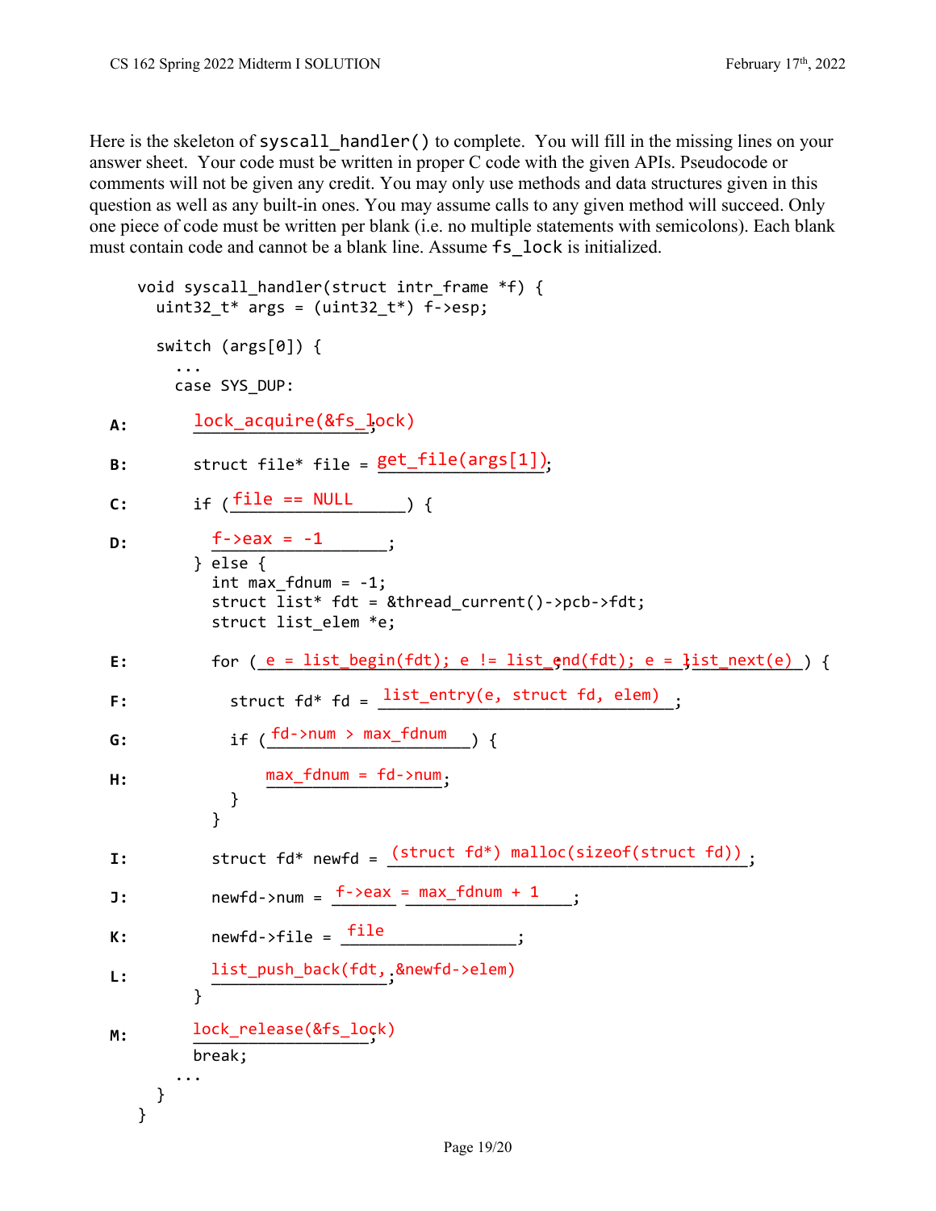Here is the skeleton of `syscall_handler()` to complete. You will fill in the missing lines on your answer sheet. Your code must be written in proper C code with the given APIs. Pseudocode or comments will not be given any credit. You may only use methods and data structures given in this question as well as any built-in ones. You may assume calls to any given method will succeed. Only one piece of code must be written per blank (i.e. no multiple statements with semicolons). Each blank must contain code and cannot be a blank line. Assume `fs_lock` is initialized.

```
void syscall_handler(struct intr_frame *f) {
  uint32_t* args = (uint32_t*) f->esp;

  switch (args[0]) {
    ...
    case SYS_DUP:
A:    lock_acquire(&fs_lock);
B:    struct file* file = get_file(args[1]);
C:    if (file == NULL) {
D:      f->eax = -1;
      } else {
        int max_fdnum = -1;
        struct list* fdt = &thread_current()->pcb->fdt;
        struct list_elem *e;
E:      for (e = list_begin(fdt); e != list_end(fdt); e = list_next(e)) {
F:        struct fd* fd = list_entry(e, struct fd, elem);
G:        if (fd->num > max_fdnum) {
H:          max_fdnum = fd->num;
          }
        }
I:      struct fd* newfd = (struct fd*) malloc(sizeof(struct fd));
J:      newfd->num = f->eax = max_fdnum + 1;
K:      newfd->file = file;
L:      list_push_back(fdt, &newfd->elem);
      }
M:    lock_release(&fs_lock);
      break;
    ...
  }
}
```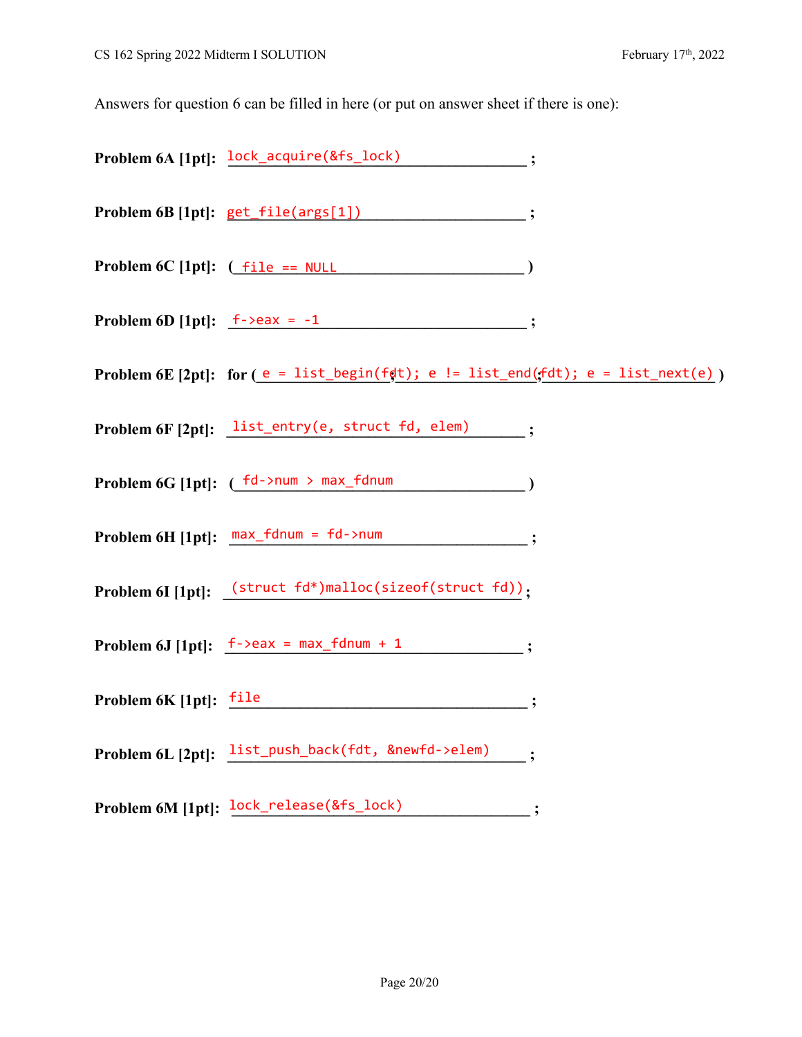Answers for question 6 can be filled in here (or put on answer sheet if there is one):

**Problem 6A [1pt]:** `lock_acquire(&fs_lock)` ;

**Problem 6B [1pt]:** `get_file(args[1])` ;

**Problem 6C [1pt]:** ( `file == NULL` )

**Problem 6D [1pt]:** `f->eax = -1` ;

**Problem 6E [2pt]:** for ( `e = list_begin(fdt)`; `e != list_end(fdt)`; `e = list_next(e)` )

**Problem 6F [2pt]:** `list_entry(e, struct fd, elem)` ;

**Problem 6G [1pt]:** ( `fd->num > max_fdnum` )

**Problem 6H [1pt]:** `max_fdnum = fd->num` ;

**Problem 6I [1pt]:** `(struct fd*)malloc(sizeof(struct fd))` ;

**Problem 6J [1pt]:** `f->eax = max_fdnum + 1` ;

**Problem 6K [1pt]:** `file` ;

**Problem 6L [2pt]:** `list_push_back(fdt, &newfd->elem)` ;

**Problem 6M [1pt]:** `lock_release(&fs_lock)` ;